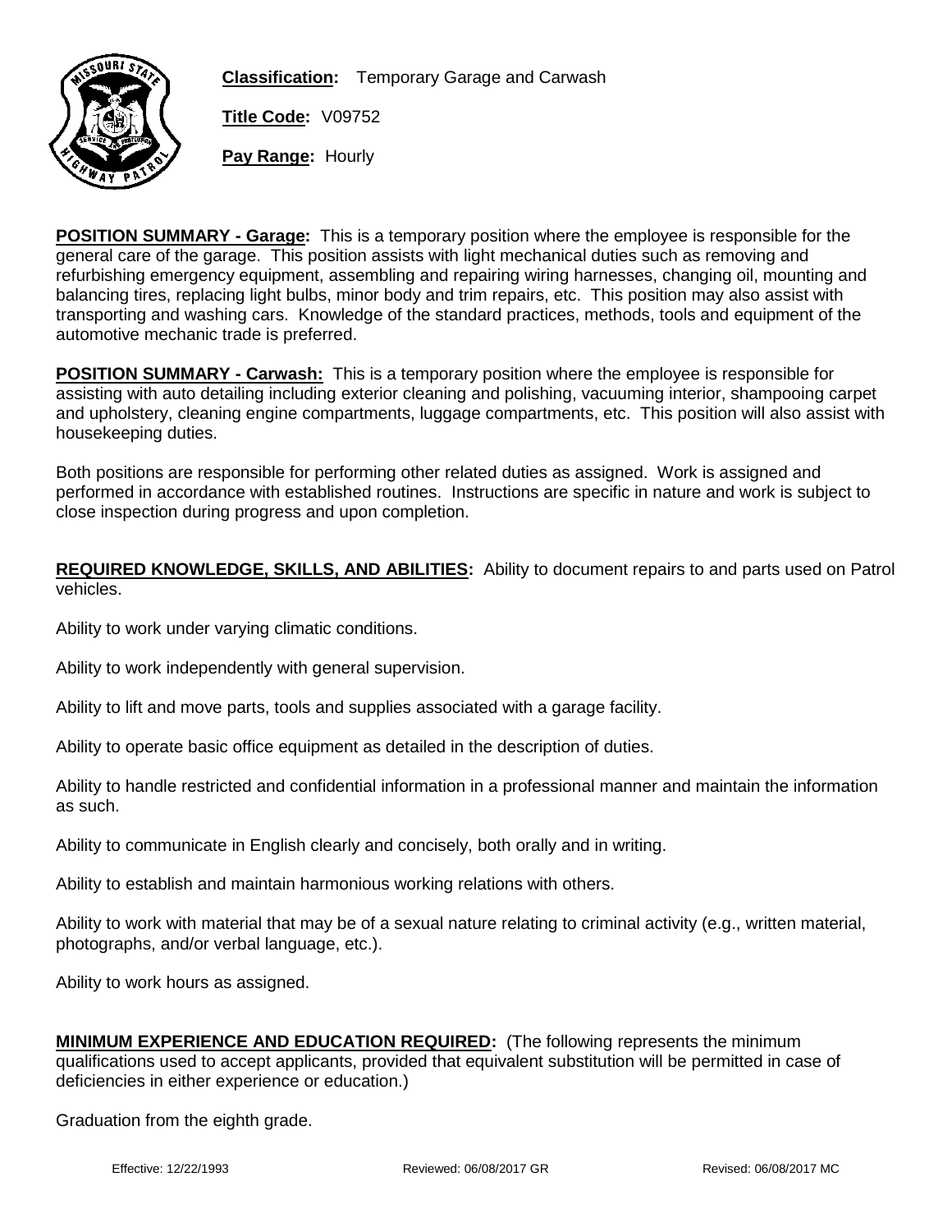**Classification:** Temporary Garage and Carwash

**Title Code:** V09752

**Pay Range:** Hourly

**POSITION SUMMARY - Garage:** This is a temporary position where the employee is responsible for the general care of the garage. This position assists with light mechanical duties such as removing and refurbishing emergency equipment, assembling and repairing wiring harnesses, changing oil, mounting and balancing tires, replacing light bulbs, minor body and trim repairs, etc. This position may also assist with transporting and washing cars. Knowledge of the standard practices, methods, tools and equipment of the automotive mechanic trade is preferred.

**POSITION SUMMARY - Carwash:** This is a temporary position where the employee is responsible for assisting with auto detailing including exterior cleaning and polishing, vacuuming interior, shampooing carpet and upholstery, cleaning engine compartments, luggage compartments, etc. This position will also assist with housekeeping duties.

Both positions are responsible for performing other related duties as assigned. Work is assigned and performed in accordance with established routines. Instructions are specific in nature and work is subject to close inspection during progress and upon completion.

**REQUIRED KNOWLEDGE, SKILLS, AND ABILITIES:** Ability to document repairs to and parts used on Patrol vehicles.

Ability to work under varying climatic conditions.

Ability to work independently with general supervision.

Ability to lift and move parts, tools and supplies associated with a garage facility.

Ability to operate basic office equipment as detailed in the description of duties.

Ability to handle restricted and confidential information in a professional manner and maintain the information as such.

Ability to communicate in English clearly and concisely, both orally and in writing.

Ability to establish and maintain harmonious working relations with others.

Ability to work with material that may be of a sexual nature relating to criminal activity (e.g., written material, photographs, and/or verbal language, etc.).

Ability to work hours as assigned.

**MINIMUM EXPERIENCE AND EDUCATION REQUIRED:** (The following represents the minimum qualifications used to accept applicants, provided that equivalent substitution will be permitted in case of deficiencies in either experience or education.)

Graduation from the eighth grade.

Effective: 12/22/1993 Reviewed: 06/08/2017 GR Revised: 06/08/2017 MC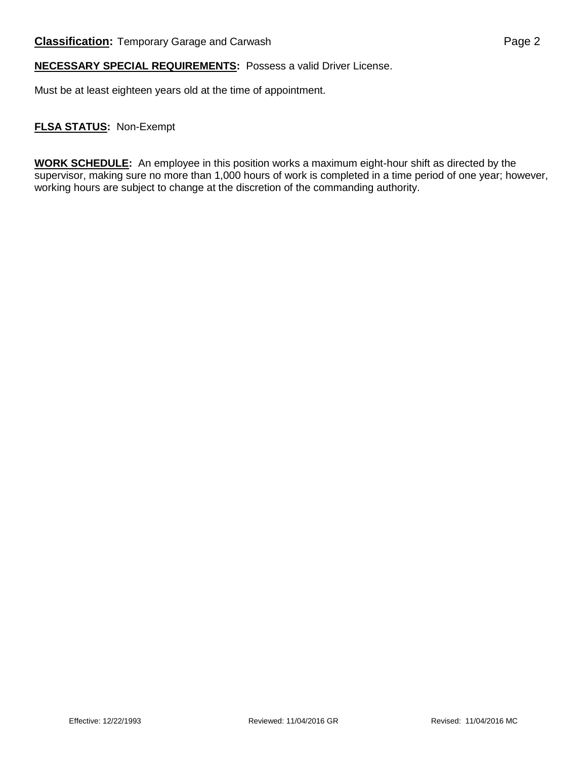**Classification:** Temporary Garage and Carwash

**NECESSARY SPECIAL REQUIREMENTS:** Possess a valid Driver License.

Must be at least eighteen years old at the time of appointment.

**FLSA STATUS:** Non-Exempt

**WORK SCHEDULE:** An employee in this position works a maximum eight-hour shift as directed by the supervisor, making sure no more than 1,000 hours of work is completed in a time period of one year; however, working hours are subject to change at the discretion of the commanding authority.

Effective: 12/22/1993 Reviewed: 11/04/2016 GR Revised: 11/04/2016 MC